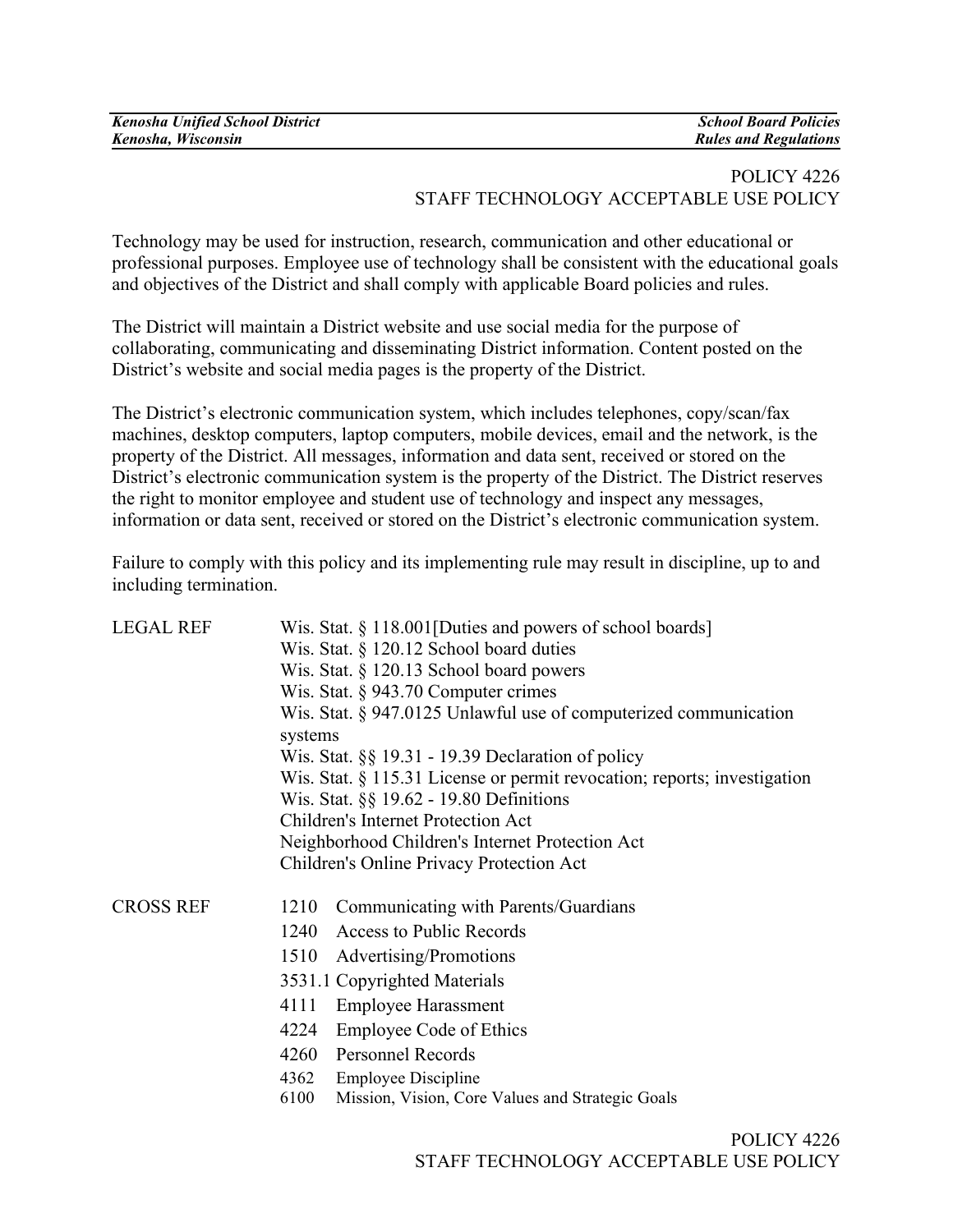POLICY 4226
STAFF TECHNOLOGY ACCEPTABLE USE POLICY

Technology may be used for instruction, research, communication and other educational or professional purposes. Employee use of technology shall be consistent with the educational goals and objectives of the District and shall comply with applicable Board policies and rules.

The District will maintain a District website and use social media for the purpose of collaborating, communicating and disseminating District information. Content posted on the District's website and social media pages is the property of the District.

The District's electronic communication system, which includes telephones, copy/scan/fax machines, desktop computers, laptop computers, mobile devices, email and the network, is the property of the District. All messages, information and data sent, received or stored on the District's electronic communication system is the property of the District. The District reserves the right to monitor employee and student use of technology and inspect any messages, information or data sent, received or stored on the District's electronic communication system.

Failure to comply with this policy and its implementing rule may result in discipline, up to and including termination.

LEGAL REF

- Wis. Stat. § 118.001[Duties and powers of school boards]
- Wis. Stat. § 120.12 School board duties
- Wis. Stat. § 120.13 School board powers
- Wis. Stat. § 943.70 Computer crimes
- Wis. Stat. § 947.0125 Unlawful use of computerized communication systems
- Wis. Stat. §§ 19.31 - 19.39 Declaration of policy
- Wis. Stat. § 115.31 License or permit revocation; reports; investigation
- Wis. Stat. §§ 19.62 - 19.80 Definitions
- Children's Internet Protection Act
- Neighborhood Children's Internet Protection Act
- Children's Online Privacy Protection Act

CROSS REF

- 1210 Communicating with Parents/Guardians
- 1240 Access to Public Records
- 1510 Advertising/Promotions
- 3531.1 Copyrighted Materials
- 4111 Employee Harassment
- 4224 Employee Code of Ethics
- 4260 Personnel Records
- 4362 Employee Discipline
- 6100 Mission, Vision, Core Values and Strategic Goals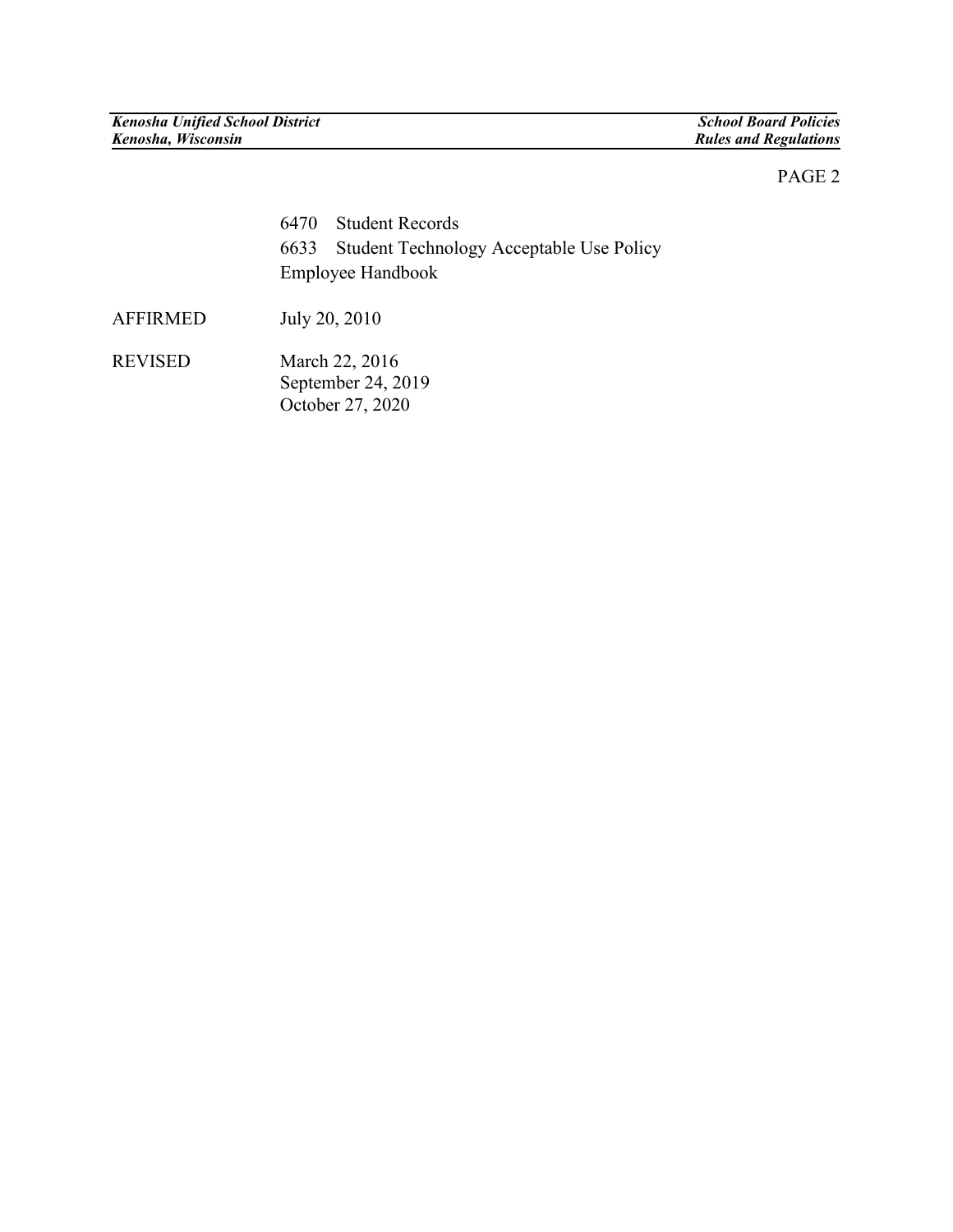6470 Student Records
6633 Student Technology Acceptable Use Policy
Employee Handbook

AFFIRMED July 20, 2010

REVISED March 22, 2016
September 24, 2019
October 27, 2020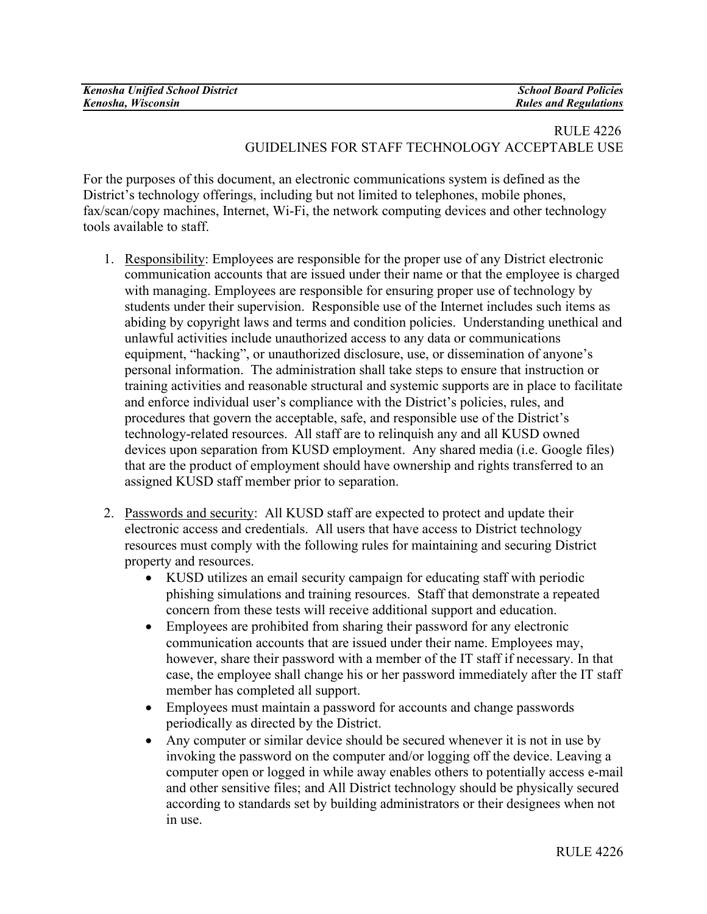RULE 4226
GUIDELINES FOR STAFF TECHNOLOGY ACCEPTABLE USE

For the purposes of this document, an electronic communications system is defined as the District's technology offerings, including but not limited to telephones, mobile phones, fax/scan/copy machines, Internet, Wi-Fi, the network computing devices and other technology tools available to staff.

1. <u>Responsibility</u>: Employees are responsible for the proper use of any District electronic communication accounts that are issued under their name or that the employee is charged with managing. Employees are responsible for ensuring proper use of technology by students under their supervision. Responsible use of the Internet includes such items as abiding by copyright laws and terms and condition policies. Understanding unethical and unlawful activities include unauthorized access to any data or communications equipment, "hacking", or unauthorized disclosure, use, or dissemination of anyone's personal information. The administration shall take steps to ensure that instruction or training activities and reasonable structural and systemic supports are in place to facilitate and enforce individual user's compliance with the District's policies, rules, and procedures that govern the acceptable, safe, and responsible use of the District's technology-related resources. All staff are to relinquish any and all KUSD owned devices upon separation from KUSD employment. Any shared media (i.e. Google files) that are the product of employment should have ownership and rights transferred to an assigned KUSD staff member prior to separation.

2. <u>Passwords and security</u>: All KUSD staff are expected to protect and update their electronic access and credentials. All users that have access to District technology resources must comply with the following rules for maintaining and securing District property and resources.
   - KUSD utilizes an email security campaign for educating staff with periodic phishing simulations and training resources. Staff that demonstrate a repeated concern from these tests will receive additional support and education.
   - Employees are prohibited from sharing their password for any electronic communication accounts that are issued under their name. Employees may, however, share their password with a member of the IT staff if necessary. In that case, the employee shall change his or her password immediately after the IT staff member has completed all support.
   - Employees must maintain a password for accounts and change passwords periodically as directed by the District.
   - Any computer or similar device should be secured whenever it is not in use by invoking the password on the computer and/or logging off the device. Leaving a computer open or logged in while away enables others to potentially access e-mail and other sensitive files; and All District technology should be physically secured according to standards set by building administrators or their designees when not in use.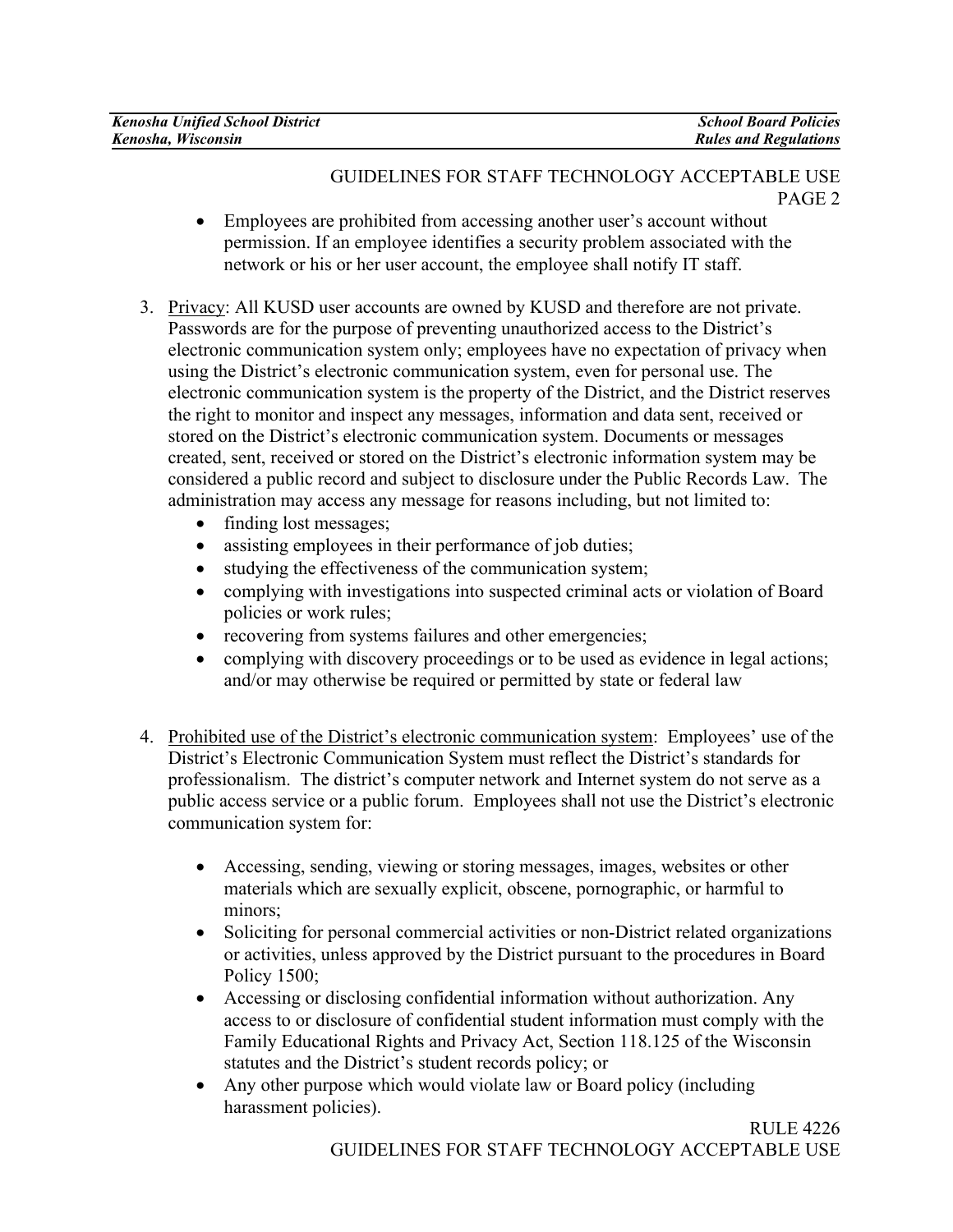- Employees are prohibited from accessing another user's account without permission. If an employee identifies a security problem associated with the network or his or her user account, the employee shall notify IT staff.

3. Privacy: All KUSD user accounts are owned by KUSD and therefore are not private. Passwords are for the purpose of preventing unauthorized access to the District's electronic communication system only; employees have no expectation of privacy when using the District's electronic communication system, even for personal use. The electronic communication system is the property of the District, and the District reserves the right to monitor and inspect any messages, information and data sent, received or stored on the District's electronic communication system. Documents or messages created, sent, received or stored on the District's electronic information system may be considered a public record and subject to disclosure under the Public Records Law. The administration may access any message for reasons including, but not limited to:
   - finding lost messages;
   - assisting employees in their performance of job duties;
   - studying the effectiveness of the communication system;
   - complying with investigations into suspected criminal acts or violation of Board policies or work rules;
   - recovering from systems failures and other emergencies;
   - complying with discovery proceedings or to be used as evidence in legal actions; and/or may otherwise be required or permitted by state or federal law

4. Prohibited use of the District's electronic communication system: Employees' use of the District's Electronic Communication System must reflect the District's standards for professionalism. The district's computer network and Internet system do not serve as a public access service or a public forum. Employees shall not use the District's electronic communication system for:

   - Accessing, sending, viewing or storing messages, images, websites or other materials which are sexually explicit, obscene, pornographic, or harmful to minors;
   - Soliciting for personal commercial activities or non-District related organizations or activities, unless approved by the District pursuant to the procedures in Board Policy 1500;
   - Accessing or disclosing confidential information without authorization. Any access to or disclosure of confidential student information must comply with the Family Educational Rights and Privacy Act, Section 118.125 of the Wisconsin statutes and the District's student records policy; or
   - Any other purpose which would violate law or Board policy (including harassment policies).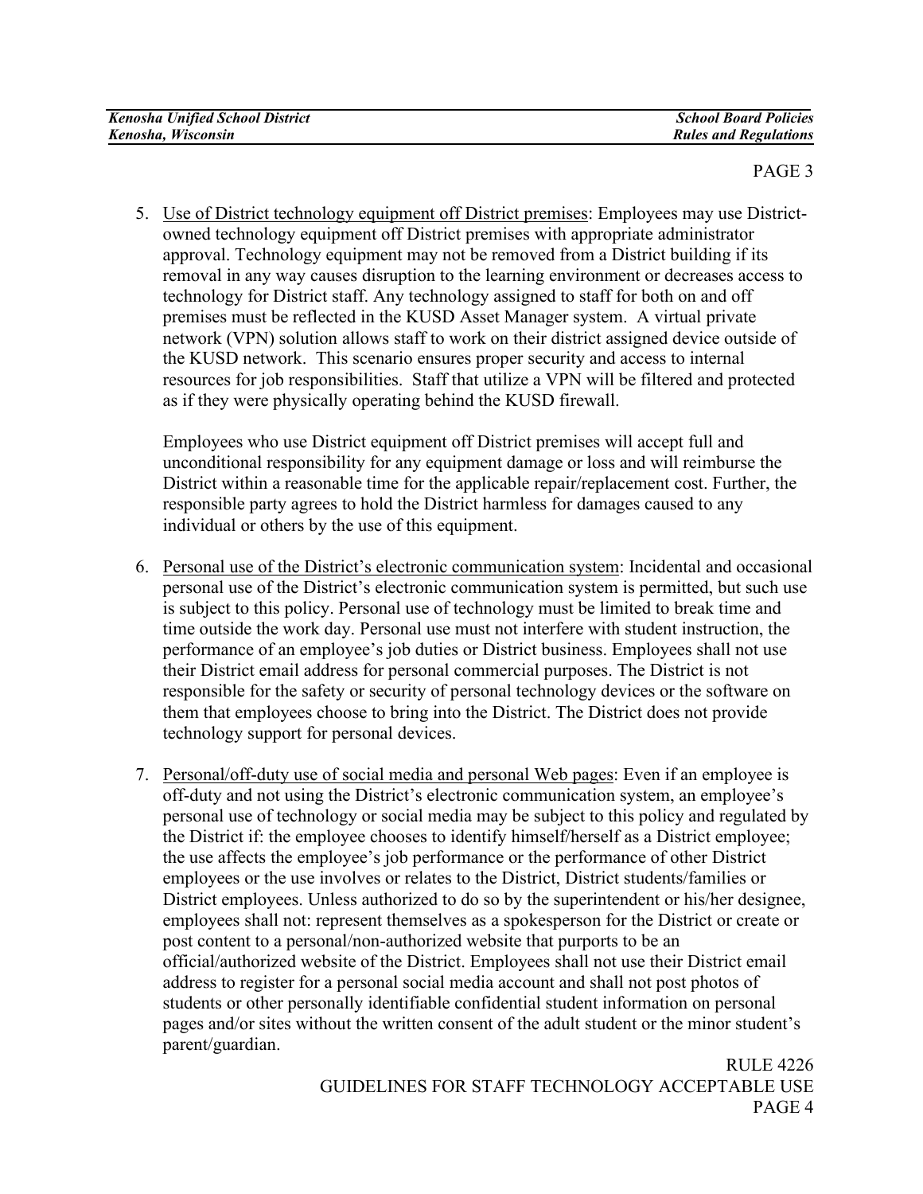5. Use of District technology equipment off District premises: Employees may use District-owned technology equipment off District premises with appropriate administrator approval. Technology equipment may not be removed from a District building if its removal in any way causes disruption to the learning environment or decreases access to technology for District staff. Any technology assigned to staff for both on and off premises must be reflected in the KUSD Asset Manager system. A virtual private network (VPN) solution allows staff to work on their district assigned device outside of the KUSD network. This scenario ensures proper security and access to internal resources for job responsibilities. Staff that utilize a VPN will be filtered and protected as if they were physically operating behind the KUSD firewall.

   Employees who use District equipment off District premises will accept full and unconditional responsibility for any equipment damage or loss and will reimburse the District within a reasonable time for the applicable repair/replacement cost. Further, the responsible party agrees to hold the District harmless for damages caused to any individual or others by the use of this equipment.

6. Personal use of the District's electronic communication system: Incidental and occasional personal use of the District's electronic communication system is permitted, but such use is subject to this policy. Personal use of technology must be limited to break time and time outside the work day. Personal use must not interfere with student instruction, the performance of an employee's job duties or District business. Employees shall not use their District email address for personal commercial purposes. The District is not responsible for the safety or security of personal technology devices or the software on them that employees choose to bring into the District. The District does not provide technology support for personal devices.

7. Personal/off-duty use of social media and personal Web pages: Even if an employee is off-duty and not using the District's electronic communication system, an employee's personal use of technology or social media may be subject to this policy and regulated by the District if: the employee chooses to identify himself/herself as a District employee; the use affects the employee's job performance or the performance of other District employees or the use involves or relates to the District, District students/families or District employees. Unless authorized to do so by the superintendent or his/her designee, employees shall not: represent themselves as a spokesperson for the District or create or post content to a personal/non-authorized website that purports to be an official/authorized website of the District. Employees shall not use their District email address to register for a personal social media account and shall not post photos of students or other personally identifiable confidential student information on personal pages and/or sites without the written consent of the adult student or the minor student's parent/guardian.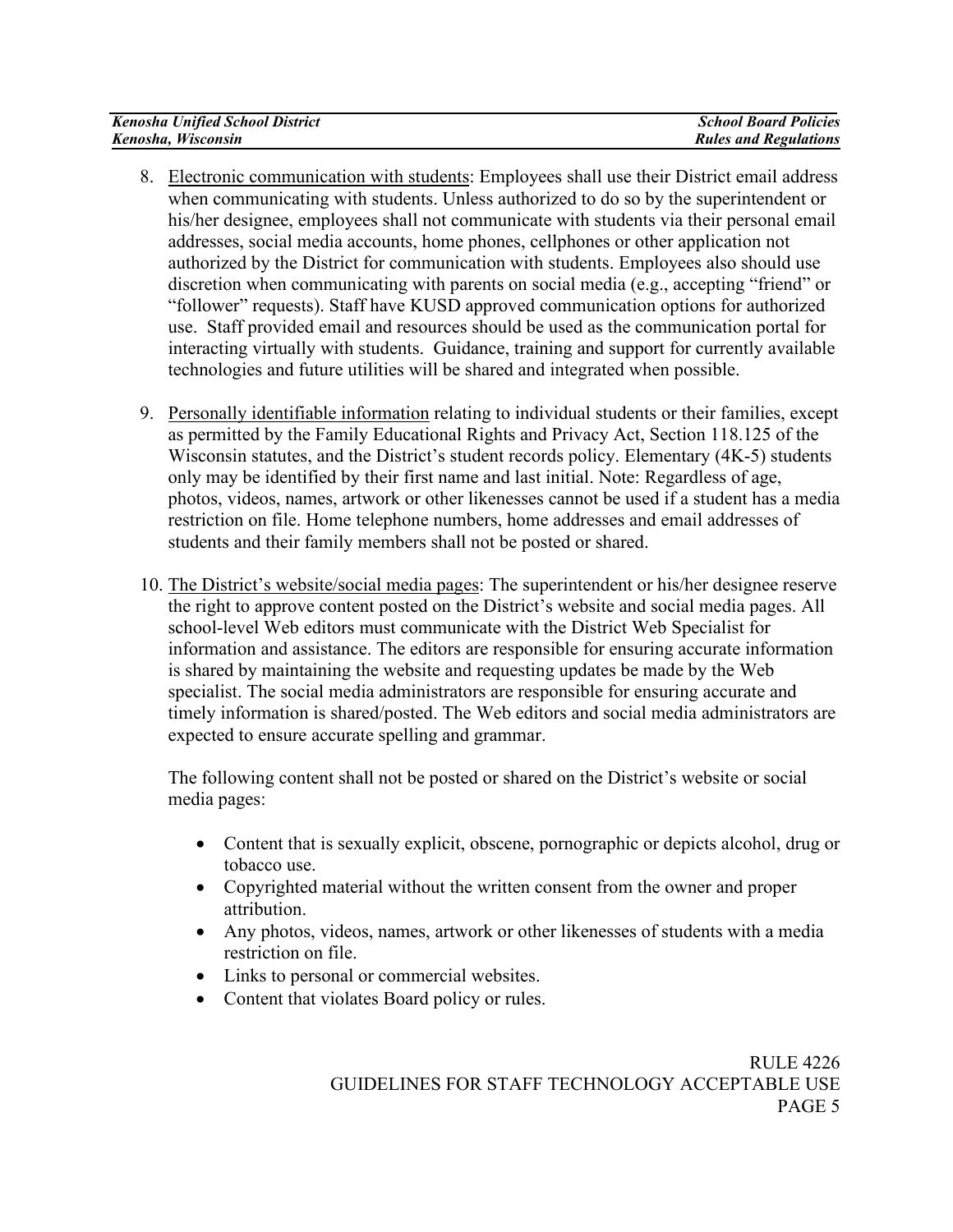8. Electronic communication with students: Employees shall use their District email address when communicating with students. Unless authorized to do so by the superintendent or his/her designee, employees shall not communicate with students via their personal email addresses, social media accounts, home phones, cellphones or other application not authorized by the District for communication with students. Employees also should use discretion when communicating with parents on social media (e.g., accepting "friend" or "follower" requests). Staff have KUSD approved communication options for authorized use. Staff provided email and resources should be used as the communication portal for interacting virtually with students. Guidance, training and support for currently available technologies and future utilities will be shared and integrated when possible.

9. Personally identifiable information relating to individual students or their families, except as permitted by the Family Educational Rights and Privacy Act, Section 118.125 of the Wisconsin statutes, and the District's student records policy. Elementary (4K-5) students only may be identified by their first name and last initial. Note: Regardless of age, photos, videos, names, artwork or other likenesses cannot be used if a student has a media restriction on file. Home telephone numbers, home addresses and email addresses of students and their family members shall not be posted or shared.

10. The District's website/social media pages: The superintendent or his/her designee reserve the right to approve content posted on the District's website and social media pages. All school-level Web editors must communicate with the District Web Specialist for information and assistance. The editors are responsible for ensuring accurate information is shared by maintaining the website and requesting updates be made by the Web specialist. The social media administrators are responsible for ensuring accurate and timely information is shared/posted. The Web editors and social media administrators are expected to ensure accurate spelling and grammar.

    The following content shall not be posted or shared on the District's website or social media pages:

    - Content that is sexually explicit, obscene, pornographic or depicts alcohol, drug or tobacco use.
    - Copyrighted material without the written consent from the owner and proper attribution.
    - Any photos, videos, names, artwork or other likenesses of students with a media restriction on file.
    - Links to personal or commercial websites.
    - Content that violates Board policy or rules.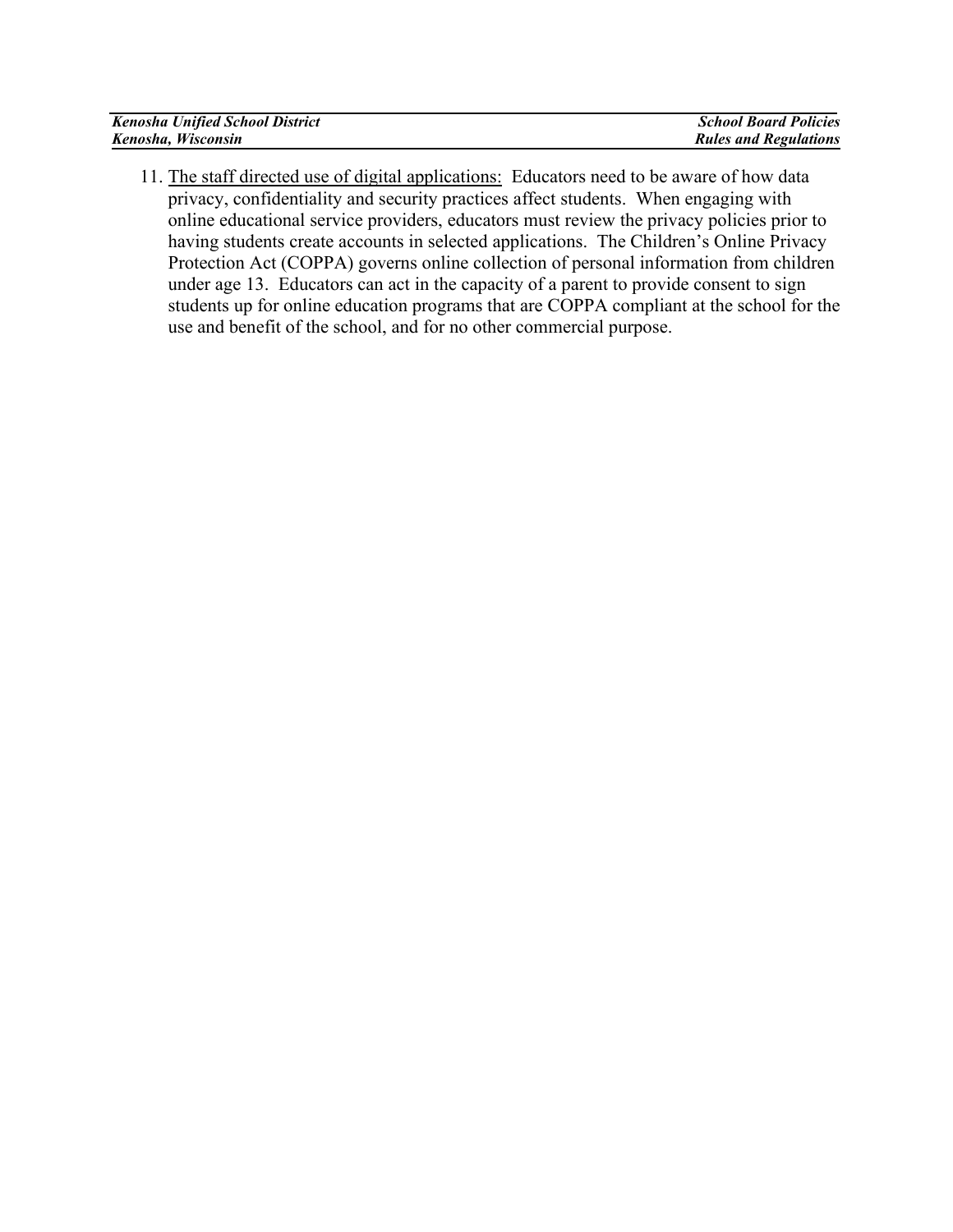11. <u>The staff directed use of digital applications:</u> Educators need to be aware of how data privacy, confidentiality and security practices affect students. When engaging with online educational service providers, educators must review the privacy policies prior to having students create accounts in selected applications. The Children's Online Privacy Protection Act (COPPA) governs online collection of personal information from children under age 13. Educators can act in the capacity of a parent to provide consent to sign students up for online education programs that are COPPA compliant at the school for the use and benefit of the school, and for no other commercial purpose.